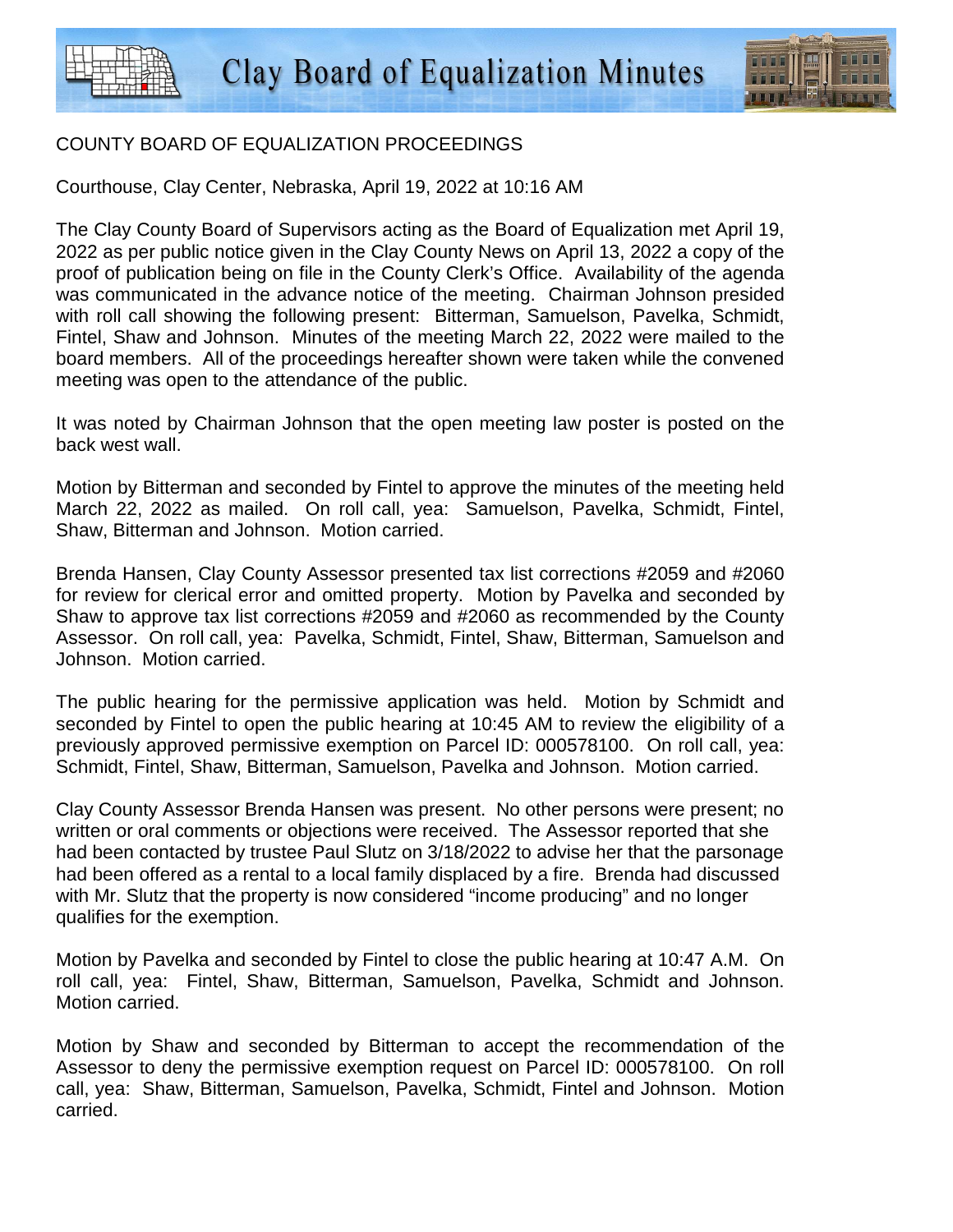# Clay Board of Equalization Minutes

COUNTY BOARD OF EQUALIZATION PROCEEDINGS

Courthouse, Clay Center, Nebraska, April 19, 2022 at 10:16 AM

The Clay County Board of Supervisors acting as the Board of Equalization met April 19, 2022 as per public notice given in the Clay County News on April 13, 2022 a copy of the proof of publication being on file in the County Clerk's Office. Availability of the agenda was communicated in the advance notice of the meeting. Chairman Johnson presided with roll call showing the following present: Bitterman, Samuelson, Pavelka, Schmidt, Fintel, Shaw and Johnson. Minutes of the meeting March 22, 2022 were mailed to the board members. All of the proceedings hereafter shown were taken while the convened meeting was open to the attendance of the public.

It was noted by Chairman Johnson that the open meeting law poster is posted on the back west wall.

Motion by Bitterman and seconded by Fintel to approve the minutes of the meeting held March 22, 2022 as mailed. On roll call, yea: Samuelson, Pavelka, Schmidt, Fintel, Shaw, Bitterman and Johnson. Motion carried.

Brenda Hansen, Clay County Assessor presented tax list corrections #2059 and #2060 for review for clerical error and omitted property. Motion by Pavelka and seconded by Shaw to approve tax list corrections #2059 and #2060 as recommended by the County Assessor. On roll call, yea: Pavelka, Schmidt, Fintel, Shaw, Bitterman, Samuelson and Johnson. Motion carried.

The public hearing for the permissive application was held. Motion by Schmidt and seconded by Fintel to open the public hearing at 10:45 AM to review the eligibility of a previously approved permissive exemption on Parcel ID: 000578100. On roll call, yea: Schmidt, Fintel, Shaw, Bitterman, Samuelson, Pavelka and Johnson. Motion carried.

Clay County Assessor Brenda Hansen was present. No other persons were present; no written or oral comments or objections were received. The Assessor reported that she had been contacted by trustee Paul Slutz on 3/18/2022 to advise her that the parsonage had been offered as a rental to a local family displaced by a fire. Brenda had discussed with Mr. Slutz that the property is now considered "income producing" and no longer qualifies for the exemption.

Motion by Pavelka and seconded by Fintel to close the public hearing at 10:47 A.M. On roll call, yea: Fintel, Shaw, Bitterman, Samuelson, Pavelka, Schmidt and Johnson. Motion carried.

Motion by Shaw and seconded by Bitterman to accept the recommendation of the Assessor to deny the permissive exemption request on Parcel ID: 000578100. On roll call, yea: Shaw, Bitterman, Samuelson, Pavelka, Schmidt, Fintel and Johnson. Motion carried.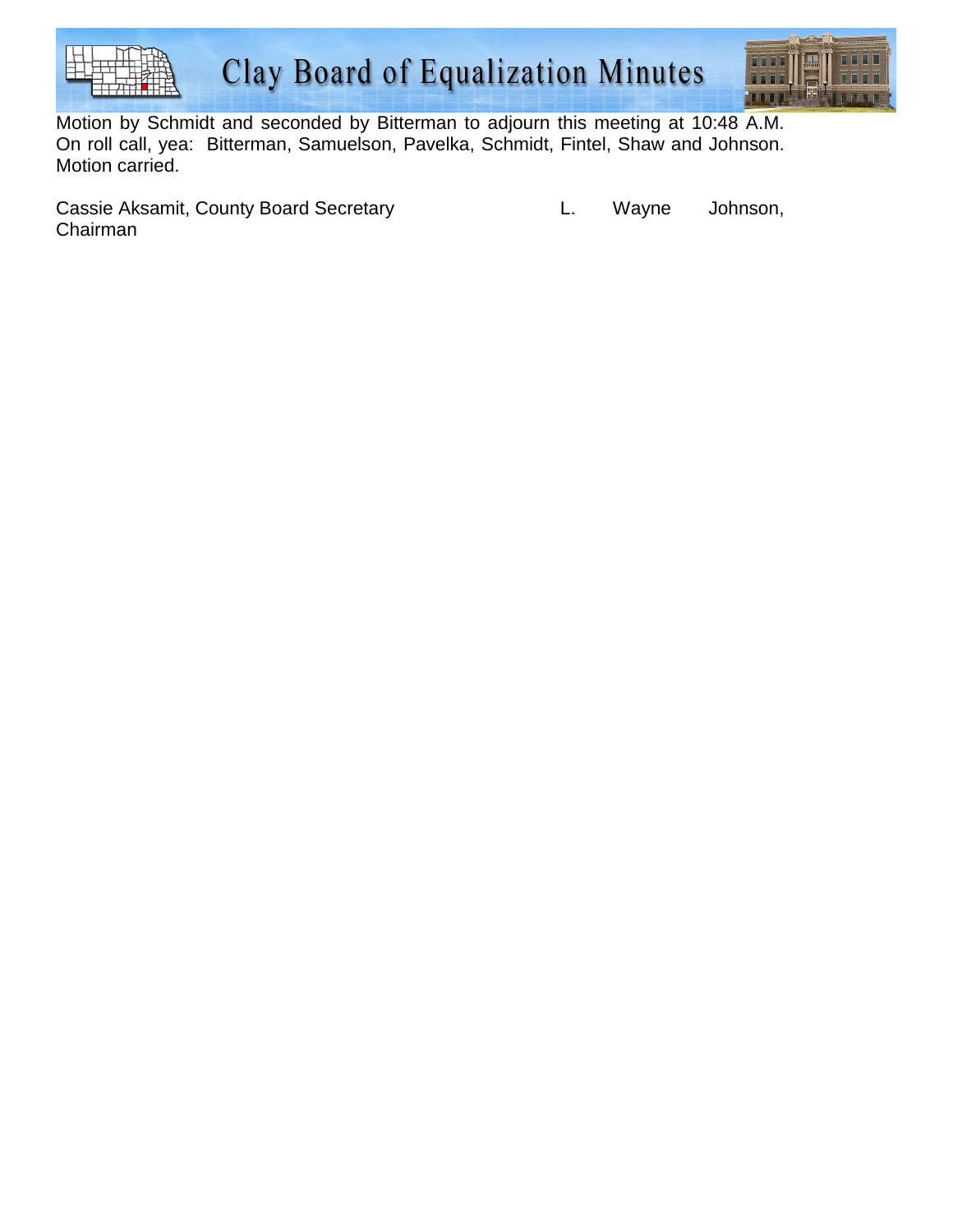Motion by Schmidt and seconded by Bitterman to adjourn this meeting at 10:48 A.M. On roll call, yea: Bitterman, Samuelson, Pavelka, Schmidt, Fintel, Shaw and Johnson. Motion carried.

Cassie Aksamit, County Board Secretary

L. Wayne Johnson, Chairman